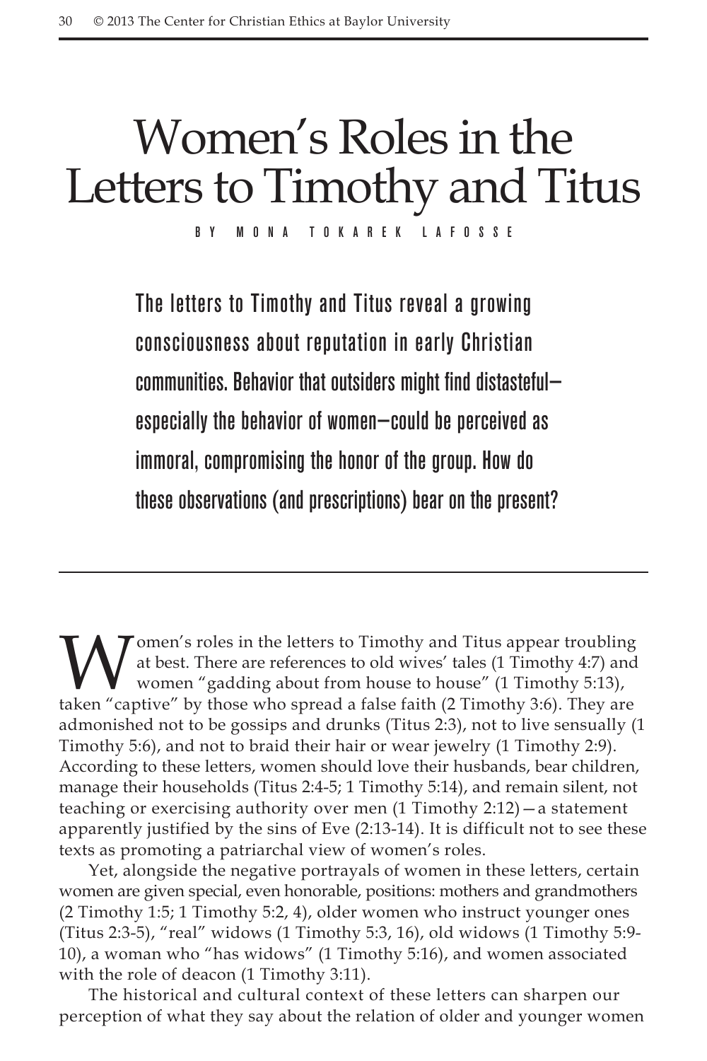# Women's Roles in the Letters to Timothy and Titus

BY MONA TOKAREK LAFOSSE

**The letters to Timothy and Titus reveal a growing consciousness about reputation in early Christian communities. Behavior that outsiders might find distasteful—especially the behavior of women—could be perceived as immoral, compromising the honor of the group. How do these observations (and prescriptions) bear on the present?**

---

Women's roles in the letters to Timothy and Titus appear troubling at best. There are references to old wives' tales (1 Timothy 4:7) and women "gadding about from house to house" (1 Timothy 5:13), taken "captive" by those who spread a false faith (2 Timothy 3:6). They are admonished not to be gossips and drunks (Titus 2:3), not to live sensually (1 Timothy 5:6), and not to braid their hair or wear jewelry (1 Timothy 2:9). According to these letters, women should love their husbands, bear children, manage their households (Titus 2:4-5; 1 Timothy 5:14), and remain silent, not teaching or exercising authority over men (1 Timothy 2:12)—a statement apparently justified by the sins of Eve (2:13-14). It is difficult not to see these texts as promoting a patriarchal view of women's roles.

Yet, alongside the negative portrayals of women in these letters, certain women are given special, even honorable, positions: mothers and grandmothers (2 Timothy 1:5; 1 Timothy 5:2, 4), older women who instruct younger ones (Titus 2:3-5), "real" widows (1 Timothy 5:3, 16), old widows (1 Timothy 5:9-10), a woman who "has widows" (1 Timothy 5:16), and women associated with the role of deacon (1 Timothy 3:11).

The historical and cultural context of these letters can sharpen our perception of what they say about the relation of older and younger women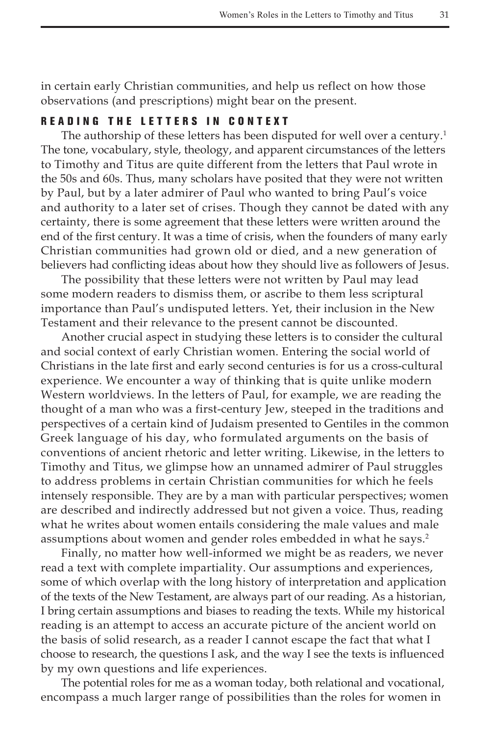in certain early Christian communities, and help us reflect on how those observations (and prescriptions) might bear on the present.

## READING THE LETTERS IN CONTEXT

The authorship of these letters has been disputed for well over a century.[1] The tone, vocabulary, style, theology, and apparent circumstances of the letters to Timothy and Titus are quite different from the letters that Paul wrote in the 50s and 60s. Thus, many scholars have posited that they were not written by Paul, but by a later admirer of Paul who wanted to bring Paul's voice and authority to a later set of crises. Though they cannot be dated with any certainty, there is some agreement that these letters were written around the end of the first century. It was a time of crisis, when the founders of many early Christian communities had grown old or died, and a new generation of believers had conflicting ideas about how they should live as followers of Jesus.

The possibility that these letters were not written by Paul may lead some modern readers to dismiss them, or ascribe to them less scriptural importance than Paul's undisputed letters. Yet, their inclusion in the New Testament and their relevance to the present cannot be discounted.

Another crucial aspect in studying these letters is to consider the cultural and social context of early Christian women. Entering the social world of Christians in the late first and early second centuries is for us a cross-cultural experience. We encounter a way of thinking that is quite unlike modern Western worldviews. In the letters of Paul, for example, we are reading the thought of a man who was a first-century Jew, steeped in the traditions and perspectives of a certain kind of Judaism presented to Gentiles in the common Greek language of his day, who formulated arguments on the basis of conventions of ancient rhetoric and letter writing. Likewise, in the letters to Timothy and Titus, we glimpse how an unnamed admirer of Paul struggles to address problems in certain Christian communities for which he feels intensely responsible. They are by a man with particular perspectives; women are described and indirectly addressed but not given a voice. Thus, reading what he writes about women entails considering the male values and male assumptions about women and gender roles embedded in what he says.[2]

Finally, no matter how well-informed we might be as readers, we never read a text with complete impartiality. Our assumptions and experiences, some of which overlap with the long history of interpretation and application of the texts of the New Testament, are always part of our reading. As a historian, I bring certain assumptions and biases to reading the texts. While my historical reading is an attempt to access an accurate picture of the ancient world on the basis of solid research, as a reader I cannot escape the fact that what I choose to research, the questions I ask, and the way I see the texts is influenced by my own questions and life experiences.

The potential roles for me as a woman today, both relational and vocational, encompass a much larger range of possibilities than the roles for women in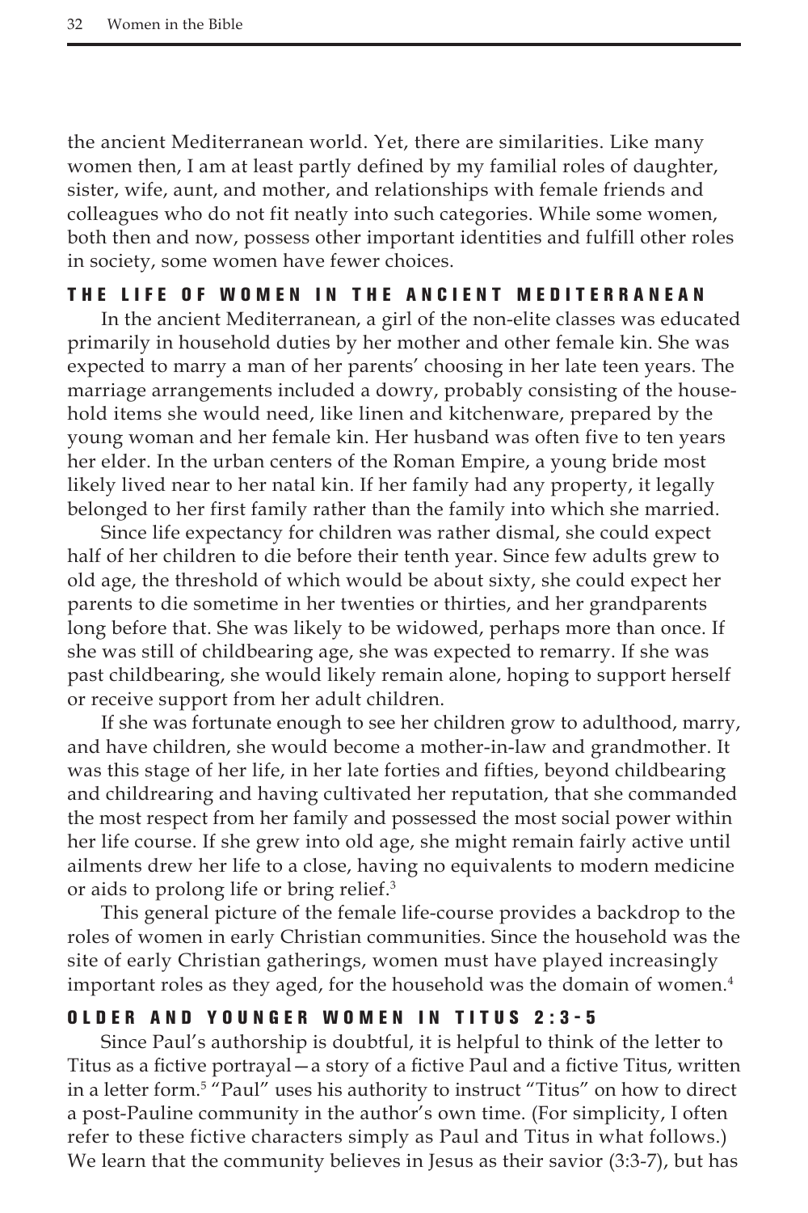the ancient Mediterranean world. Yet, there are similarities. Like many women then, I am at least partly defined by my familial roles of daughter, sister, wife, aunt, and mother, and relationships with female friends and colleagues who do not fit neatly into such categories. While some women, both then and now, possess other important identities and fulfill other roles in society, some women have fewer choices.

## THE LIFE OF WOMEN IN THE ANCIENT MEDITERRANEAN

In the ancient Mediterranean, a girl of the non-elite classes was educated primarily in household duties by her mother and other female kin. She was expected to marry a man of her parents' choosing in her late teen years. The marriage arrangements included a dowry, probably consisting of the household items she would need, like linen and kitchenware, prepared by the young woman and her female kin. Her husband was often five to ten years her elder. In the urban centers of the Roman Empire, a young bride most likely lived near to her natal kin. If her family had any property, it legally belonged to her first family rather than the family into which she married.

Since life expectancy for children was rather dismal, she could expect half of her children to die before their tenth year. Since few adults grew to old age, the threshold of which would be about sixty, she could expect her parents to die sometime in her twenties or thirties, and her grandparents long before that. She was likely to be widowed, perhaps more than once. If she was still of childbearing age, she was expected to remarry. If she was past childbearing, she would likely remain alone, hoping to support herself or receive support from her adult children.

If she was fortunate enough to see her children grow to adulthood, marry, and have children, she would become a mother-in-law and grandmother. It was this stage of her life, in her late forties and fifties, beyond childbearing and childrearing and having cultivated her reputation, that she commanded the most respect from her family and possessed the most social power within her life course. If she grew into old age, she might remain fairly active until ailments drew her life to a close, having no equivalents to modern medicine or aids to prolong life or bring relief.[3]

This general picture of the female life-course provides a backdrop to the roles of women in early Christian communities. Since the household was the site of early Christian gatherings, women must have played increasingly important roles as they aged, for the household was the domain of women.[4]

## OLDER AND YOUNGER WOMEN IN TITUS 2:3-5

Since Paul's authorship is doubtful, it is helpful to think of the letter to Titus as a fictive portrayal—a story of a fictive Paul and a fictive Titus, written in a letter form.[5] "Paul" uses his authority to instruct "Titus" on how to direct a post-Pauline community in the author's own time. (For simplicity, I often refer to these fictive characters simply as Paul and Titus in what follows.) We learn that the community believes in Jesus as their savior (3:3-7), but has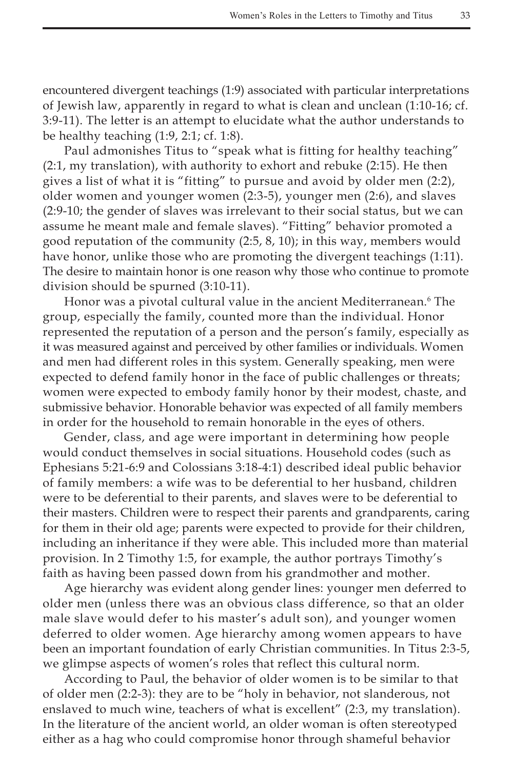encountered divergent teachings (1:9) associated with particular interpretations of Jewish law, apparently in regard to what is clean and unclean (1:10-16; cf. 3:9-11). The letter is an attempt to elucidate what the author understands to be healthy teaching (1:9, 2:1; cf. 1:8).

Paul admonishes Titus to "speak what is fitting for healthy teaching" (2:1, my translation), with authority to exhort and rebuke (2:15). He then gives a list of what it is "fitting" to pursue and avoid by older men (2:2), older women and younger women (2:3-5), younger men (2:6), and slaves (2:9-10; the gender of slaves was irrelevant to their social status, but we can assume he meant male and female slaves). "Fitting" behavior promoted a good reputation of the community (2:5, 8, 10); in this way, members would have honor, unlike those who are promoting the divergent teachings (1:11). The desire to maintain honor is one reason why those who continue to promote division should be spurned (3:10-11).

Honor was a pivotal cultural value in the ancient Mediterranean.[6] The group, especially the family, counted more than the individual. Honor represented the reputation of a person and the person's family, especially as it was measured against and perceived by other families or individuals. Women and men had different roles in this system. Generally speaking, men were expected to defend family honor in the face of public challenges or threats; women were expected to embody family honor by their modest, chaste, and submissive behavior. Honorable behavior was expected of all family members in order for the household to remain honorable in the eyes of others.

Gender, class, and age were important in determining how people would conduct themselves in social situations. Household codes (such as Ephesians 5:21-6:9 and Colossians 3:18-4:1) described ideal public behavior of family members: a wife was to be deferential to her husband, children were to be deferential to their parents, and slaves were to be deferential to their masters. Children were to respect their parents and grandparents, caring for them in their old age; parents were expected to provide for their children, including an inheritance if they were able. This included more than material provision. In 2 Timothy 1:5, for example, the author portrays Timothy's faith as having been passed down from his grandmother and mother.

Age hierarchy was evident along gender lines: younger men deferred to older men (unless there was an obvious class difference, so that an older male slave would defer to his master's adult son), and younger women deferred to older women. Age hierarchy among women appears to have been an important foundation of early Christian communities. In Titus 2:3-5, we glimpse aspects of women's roles that reflect this cultural norm.

According to Paul, the behavior of older women is to be similar to that of older men (2:2-3): they are to be "holy in behavior, not slanderous, not enslaved to much wine, teachers of what is excellent" (2:3, my translation). In the literature of the ancient world, an older woman is often stereotyped either as a hag who could compromise honor through shameful behavior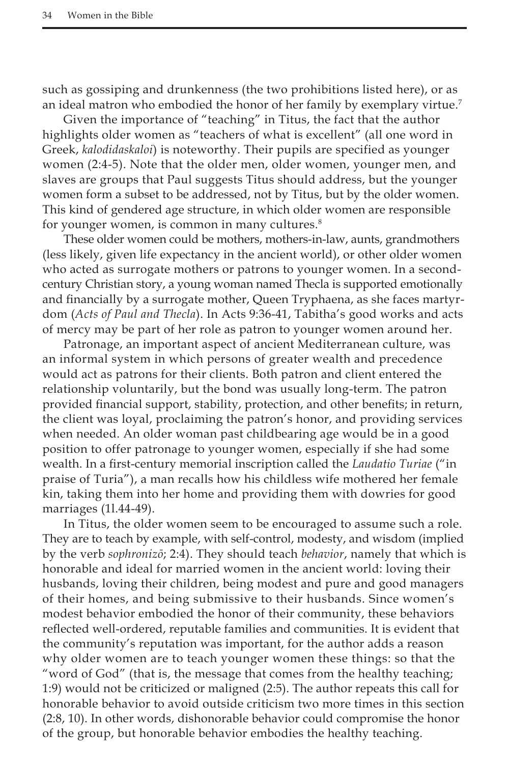such as gossiping and drunkenness (the two prohibitions listed here), or as an ideal matron who embodied the honor of her family by exemplary virtue.[7]

Given the importance of "teaching" in Titus, the fact that the author highlights older women as "teachers of what is excellent" (all one word in Greek, *kalodidaskaloi*) is noteworthy. Their pupils are specified as younger women (2:4-5). Note that the older men, older women, younger men, and slaves are groups that Paul suggests Titus should address, but the younger women form a subset to be addressed, not by Titus, but by the older women. This kind of gendered age structure, in which older women are responsible for younger women, is common in many cultures.[8]

These older women could be mothers, mothers-in-law, aunts, grandmothers (less likely, given life expectancy in the ancient world), or other older women who acted as surrogate mothers or patrons to younger women. In a second-century Christian story, a young woman named Thecla is supported emotionally and financially by a surrogate mother, Queen Tryphaena, as she faces martyrdom (*Acts of Paul and Thecla*). In Acts 9:36-41, Tabitha's good works and acts of mercy may be part of her role as patron to younger women around her.

Patronage, an important aspect of ancient Mediterranean culture, was an informal system in which persons of greater wealth and precedence would act as patrons for their clients. Both patron and client entered the relationship voluntarily, but the bond was usually long-term. The patron provided financial support, stability, protection, and other benefits; in return, the client was loyal, proclaiming the patron's honor, and providing services when needed. An older woman past childbearing age would be in a good position to offer patronage to younger women, especially if she had some wealth. In a first-century memorial inscription called the *Laudatio Turiae* ("in praise of Turia"), a man recalls how his childless wife mothered her female kin, taking them into her home and providing them with dowries for good marriages (ll.44-49).

In Titus, the older women seem to be encouraged to assume such a role. They are to teach by example, with self-control, modesty, and wisdom (implied by the verb *sophronizō*; 2:4). They should teach *behavior*, namely that which is honorable and ideal for married women in the ancient world: loving their husbands, loving their children, being modest and pure and good managers of their homes, and being submissive to their husbands. Since women's modest behavior embodied the honor of their community, these behaviors reflected well-ordered, reputable families and communities. It is evident that the community's reputation was important, for the author adds a reason why older women are to teach younger women these things: so that the "word of God" (that is, the message that comes from the healthy teaching; 1:9) would not be criticized or maligned (2:5). The author repeats this call for honorable behavior to avoid outside criticism two more times in this section (2:8, 10). In other words, dishonorable behavior could compromise the honor of the group, but honorable behavior embodies the healthy teaching.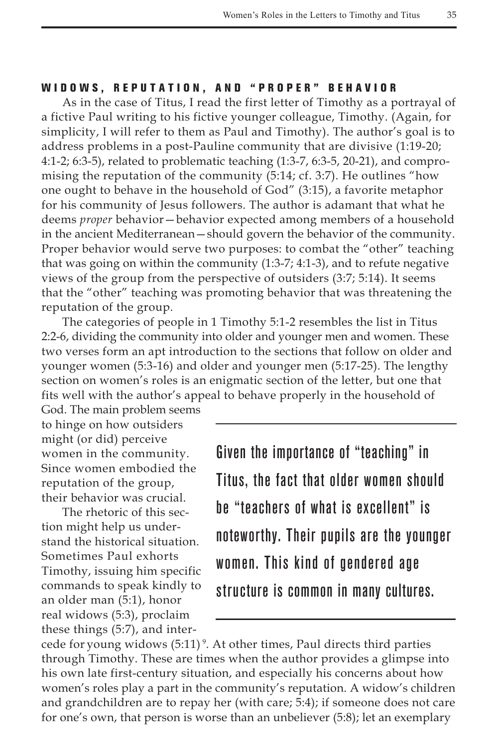## WIDOWS, REPUTATION, AND "PROPER" BEHAVIOR

As in the case of Titus, I read the first letter of Timothy as a portrayal of a fictive Paul writing to his fictive younger colleague, Timothy. (Again, for simplicity, I will refer to them as Paul and Timothy). The author's goal is to address problems in a post-Pauline community that are divisive (1:19-20; 4:1-2; 6:3-5), related to problematic teaching (1:3-7, 6:3-5, 20-21), and compromising the reputation of the community (5:14; cf. 3:7). He outlines "how one ought to behave in the household of God" (3:15), a favorite metaphor for his community of Jesus followers. The author is adamant that what he deems *proper* behavior—behavior expected among members of a household in the ancient Mediterranean—should govern the behavior of the community. Proper behavior would serve two purposes: to combat the "other" teaching that was going on within the community (1:3-7; 4:1-3), and to refute negative views of the group from the perspective of outsiders (3:7; 5:14). It seems that the "other" teaching was promoting behavior that was threatening the reputation of the group.

The categories of people in 1 Timothy 5:1-2 resembles the list in Titus 2:2-6, dividing the community into older and younger men and women. These two verses form an apt introduction to the sections that follow on older and younger women (5:3-16) and older and younger men (5:17-25). The lengthy section on women's roles is an enigmatic section of the letter, but one that fits well with the author's appeal to behave properly in the household of God. The main problem seems to hinge on how outsiders might (or did) perceive women in the community. Since women embodied the reputation of the group, their behavior was crucial.

> Given the importance of "teaching" in Titus, the fact that older women should be "teachers of what is excellent" is noteworthy. Their pupils are the younger women. This kind of gendered age structure is common in many cultures.

The rhetoric of this section might help us understand the historical situation. Sometimes Paul exhorts Timothy, issuing him specific commands to speak kindly to an older man (5:1), honor real widows (5:3), proclaim these things (5:7), and intercede for young widows (5:11)[9]. At other times, Paul directs third parties through Timothy. These are times when the author provides a glimpse into his own late first-century situation, and especially his concerns about how women's roles play a part in the community's reputation. A widow's children and grandchildren are to repay her (with care; 5:4); if someone does not care for one's own, that person is worse than an unbeliever (5:8); let an exemplary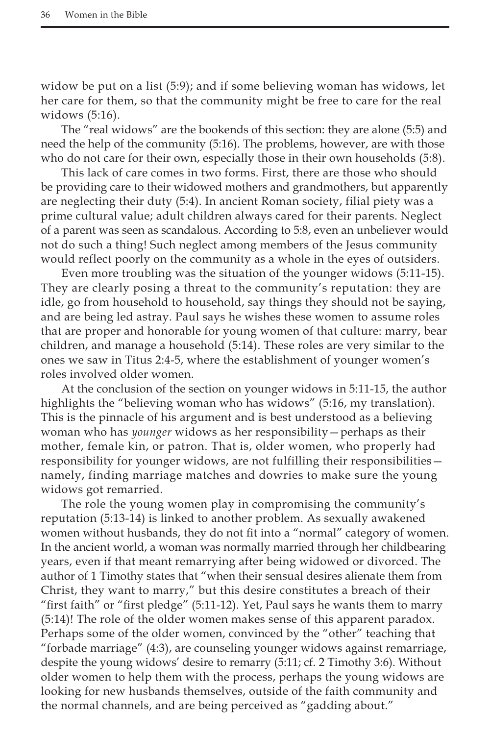widow be put on a list (5:9); and if some believing woman has widows, let her care for them, so that the community might be free to care for the real widows (5:16).

The "real widows" are the bookends of this section: they are alone (5:5) and need the help of the community (5:16). The problems, however, are with those who do not care for their own, especially those in their own households (5:8).

This lack of care comes in two forms. First, there are those who should be providing care to their widowed mothers and grandmothers, but apparently are neglecting their duty (5:4). In ancient Roman society, filial piety was a prime cultural value; adult children always cared for their parents. Neglect of a parent was seen as scandalous. According to 5:8, even an unbeliever would not do such a thing! Such neglect among members of the Jesus community would reflect poorly on the community as a whole in the eyes of outsiders.

Even more troubling was the situation of the younger widows (5:11-15). They are clearly posing a threat to the community's reputation: they are idle, go from household to household, say things they should not be saying, and are being led astray. Paul says he wishes these women to assume roles that are proper and honorable for young women of that culture: marry, bear children, and manage a household (5:14). These roles are very similar to the ones we saw in Titus 2:4-5, where the establishment of younger women's roles involved older women.

At the conclusion of the section on younger widows in 5:11-15, the author highlights the "believing woman who has widows" (5:16, my translation). This is the pinnacle of his argument and is best understood as a believing woman who has *younger* widows as her responsibility—perhaps as their mother, female kin, or patron. That is, older women, who properly had responsibility for younger widows, are not fulfilling their responsibilities—namely, finding marriage matches and dowries to make sure the young widows got remarried.

The role the young women play in compromising the community's reputation (5:13-14) is linked to another problem. As sexually awakened women without husbands, they do not fit into a "normal" category of women. In the ancient world, a woman was normally married through her childbearing years, even if that meant remarrying after being widowed or divorced. The author of 1 Timothy states that "when their sensual desires alienate them from Christ, they want to marry," but this desire constitutes a breach of their "first faith" or "first pledge" (5:11-12). Yet, Paul says he wants them to marry (5:14)! The role of the older women makes sense of this apparent paradox. Perhaps some of the older women, convinced by the "other" teaching that "forbade marriage" (4:3), are counseling younger widows against remarriage, despite the young widows' desire to remarry (5:11; cf. 2 Timothy 3:6). Without older women to help them with the process, perhaps the young widows are looking for new husbands themselves, outside of the faith community and the normal channels, and are being perceived as "gadding about."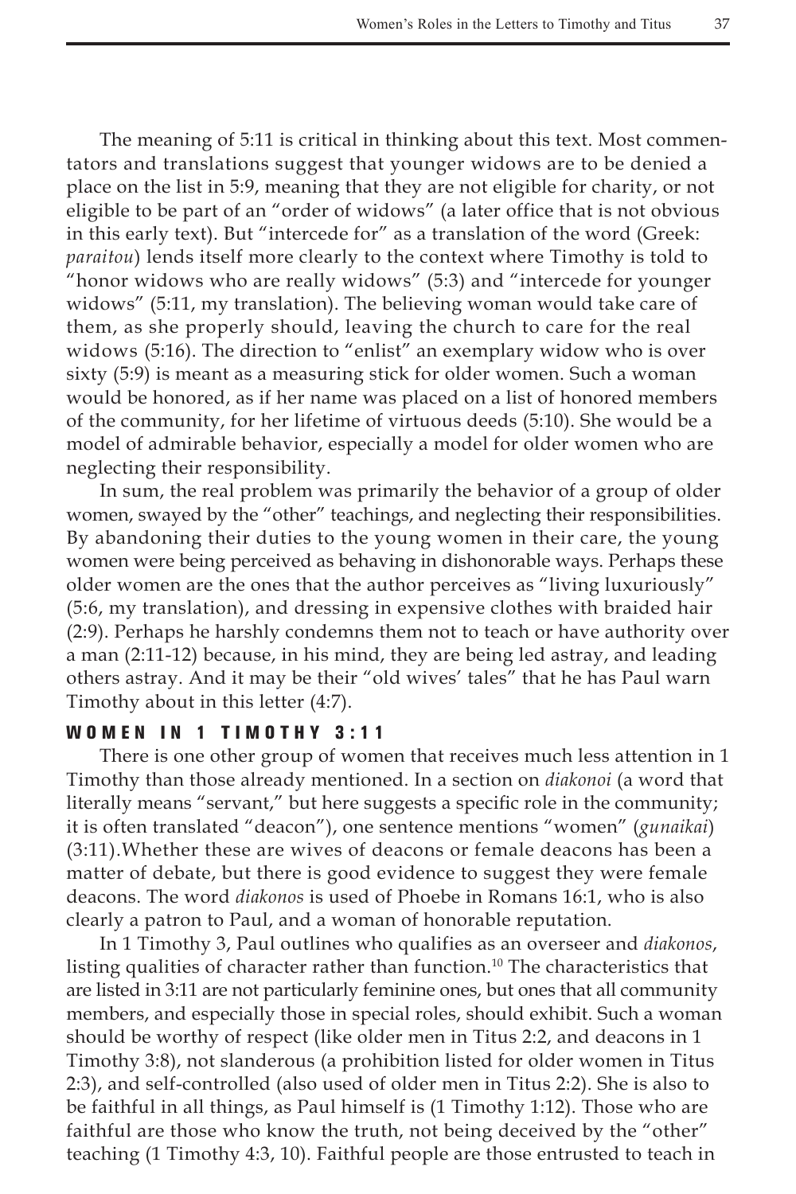The meaning of 5:11 is critical in thinking about this text. Most commentators and translations suggest that younger widows are to be denied a place on the list in 5:9, meaning that they are not eligible for charity, or not eligible to be part of an "order of widows" (a later office that is not obvious in this early text). But "intercede for" as a translation of the word (Greek: *paraitou*) lends itself more clearly to the context where Timothy is told to "honor widows who are really widows" (5:3) and "intercede for younger widows" (5:11, my translation). The believing woman would take care of them, as she properly should, leaving the church to care for the real widows (5:16). The direction to "enlist" an exemplary widow who is over sixty (5:9) is meant as a measuring stick for older women. Such a woman would be honored, as if her name was placed on a list of honored members of the community, for her lifetime of virtuous deeds (5:10). She would be a model of admirable behavior, especially a model for older women who are neglecting their responsibility.

In sum, the real problem was primarily the behavior of a group of older women, swayed by the "other" teachings, and neglecting their responsibilities. By abandoning their duties to the young women in their care, the young women were being perceived as behaving in dishonorable ways. Perhaps these older women are the ones that the author perceives as "living luxuriously" (5:6, my translation), and dressing in expensive clothes with braided hair (2:9). Perhaps he harshly condemns them not to teach or have authority over a man (2:11-12) because, in his mind, they are being led astray, and leading others astray. And it may be their "old wives' tales" that he has Paul warn Timothy about in this letter (4:7).

## WOMEN IN 1 TIMOTHY 3:11

There is one other group of women that receives much less attention in 1 Timothy than those already mentioned. In a section on *diakonoi* (a word that literally means "servant," but here suggests a specific role in the community; it is often translated "deacon"), one sentence mentions "women" (*gunaikai*) (3:11).Whether these are wives of deacons or female deacons has been a matter of debate, but there is good evidence to suggest they were female deacons. The word *diakonos* is used of Phoebe in Romans 16:1, who is also clearly a patron to Paul, and a woman of honorable reputation.

In 1 Timothy 3, Paul outlines who qualifies as an overseer and *diakonos*, listing qualities of character rather than function.[10] The characteristics that are listed in 3:11 are not particularly feminine ones, but ones that all community members, and especially those in special roles, should exhibit. Such a woman should be worthy of respect (like older men in Titus 2:2, and deacons in 1 Timothy 3:8), not slanderous (a prohibition listed for older women in Titus 2:3), and self-controlled (also used of older men in Titus 2:2). She is also to be faithful in all things, as Paul himself is (1 Timothy 1:12). Those who are faithful are those who know the truth, not being deceived by the "other" teaching (1 Timothy 4:3, 10). Faithful people are those entrusted to teach in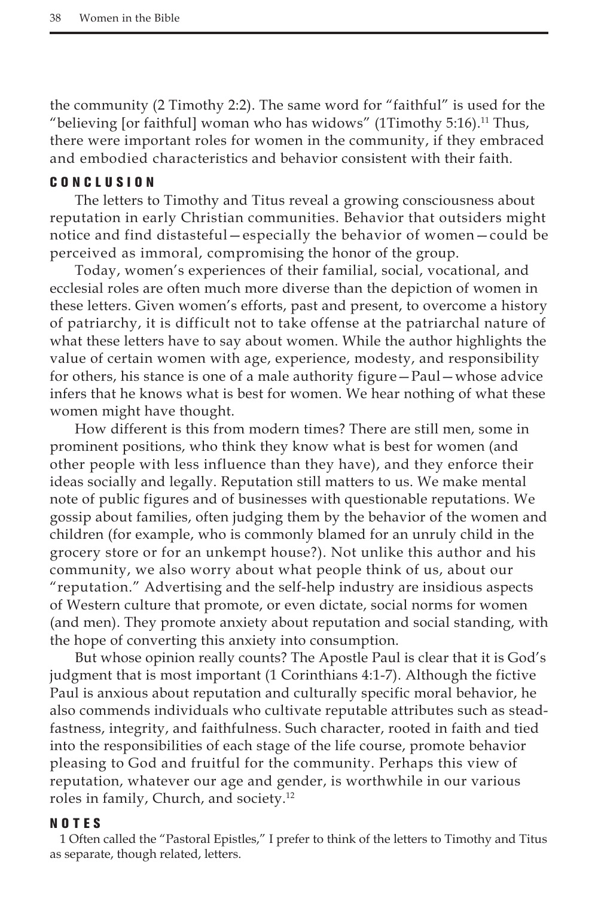the community (2 Timothy 2:2). The same word for "faithful" is used for the "believing [or faithful] woman who has widows" (1Timothy 5:16).[11] Thus, there were important roles for women in the community, if they embraced and embodied characteristics and behavior consistent with their faith.

## CONCLUSION

The letters to Timothy and Titus reveal a growing consciousness about reputation in early Christian communities. Behavior that outsiders might notice and find distasteful—especially the behavior of women—could be perceived as immoral, compromising the honor of the group.

Today, women's experiences of their familial, social, vocational, and ecclesial roles are often much more diverse than the depiction of women in these letters. Given women's efforts, past and present, to overcome a history of patriarchy, it is difficult not to take offense at the patriarchal nature of what these letters have to say about women. While the author highlights the value of certain women with age, experience, modesty, and responsibility for others, his stance is one of a male authority figure—Paul—whose advice infers that he knows what is best for women. We hear nothing of what these women might have thought.

How different is this from modern times? There are still men, some in prominent positions, who think they know what is best for women (and other people with less influence than they have), and they enforce their ideas socially and legally. Reputation still matters to us. We make mental note of public figures and of businesses with questionable reputations. We gossip about families, often judging them by the behavior of the women and children (for example, who is commonly blamed for an unruly child in the grocery store or for an unkempt house?). Not unlike this author and his community, we also worry about what people think of us, about our "reputation." Advertising and the self-help industry are insidious aspects of Western culture that promote, or even dictate, social norms for women (and men). They promote anxiety about reputation and social standing, with the hope of converting this anxiety into consumption.

But whose opinion really counts? The Apostle Paul is clear that it is God's judgment that is most important (1 Corinthians 4:1-7). Although the fictive Paul is anxious about reputation and culturally specific moral behavior, he also commends individuals who cultivate reputable attributes such as steadfastness, integrity, and faithfulness. Such character, rooted in faith and tied into the responsibilities of each stage of the life course, promote behavior pleasing to God and fruitful for the community. Perhaps this view of reputation, whatever our age and gender, is worthwhile in our various roles in family, Church, and society.[12]

## NOTES

1 Often called the "Pastoral Epistles," I prefer to think of the letters to Timothy and Titus as separate, though related, letters.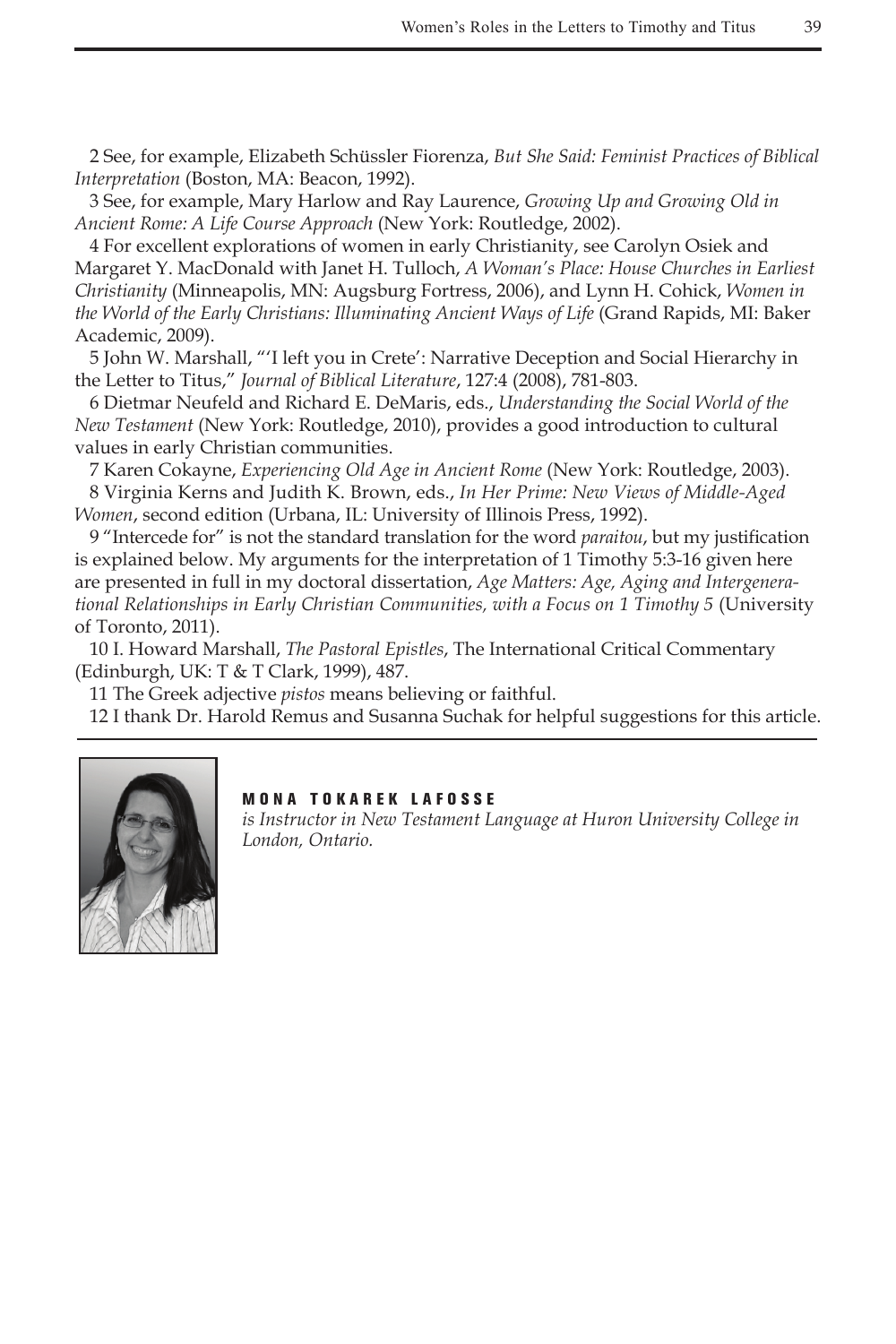2 See, for example, Elizabeth Schüssler Fiorenza, *But She Said: Feminist Practices of Biblical Interpretation* (Boston, MA: Beacon, 1992).

3 See, for example, Mary Harlow and Ray Laurence, *Growing Up and Growing Old in Ancient Rome: A Life Course Approach* (New York: Routledge, 2002).

4 For excellent explorations of women in early Christianity, see Carolyn Osiek and Margaret Y. MacDonald with Janet H. Tulloch, *A Woman's Place: House Churches in Earliest Christianity* (Minneapolis, MN: Augsburg Fortress, 2006), and Lynn H. Cohick, *Women in the World of the Early Christians: Illuminating Ancient Ways of Life* (Grand Rapids, MI: Baker Academic, 2009).

5 John W. Marshall, "'I left you in Crete': Narrative Deception and Social Hierarchy in the Letter to Titus," *Journal of Biblical Literature*, 127:4 (2008), 781-803.

6 Dietmar Neufeld and Richard E. DeMaris, eds., *Understanding the Social World of the New Testament* (New York: Routledge, 2010), provides a good introduction to cultural values in early Christian communities.

7 Karen Cokayne, *Experiencing Old Age in Ancient Rome* (New York: Routledge, 2003).

8 Virginia Kerns and Judith K. Brown, eds., *In Her Prime: New Views of Middle-Aged Women*, second edition (Urbana, IL: University of Illinois Press, 1992).

9 "Intercede for" is not the standard translation for the word *paraitou*, but my justification is explained below. My arguments for the interpretation of 1 Timothy 5:3-16 given here are presented in full in my doctoral dissertation, *Age Matters: Age, Aging and Intergenerational Relationships in Early Christian Communities, with a Focus on 1 Timothy 5* (University of Toronto, 2011).

10 I. Howard Marshall, *The Pastoral Epistles*, The International Critical Commentary (Edinburgh, UK: T & T Clark, 1999), 487.

11 The Greek adjective *pistos* means believing or faithful.

12 I thank Dr. Harold Remus and Susanna Suchak for helpful suggestions for this article.

**MONA TOKAREK LAFOSSE**
*is Instructor in New Testament Language at Huron University College in London, Ontario.*